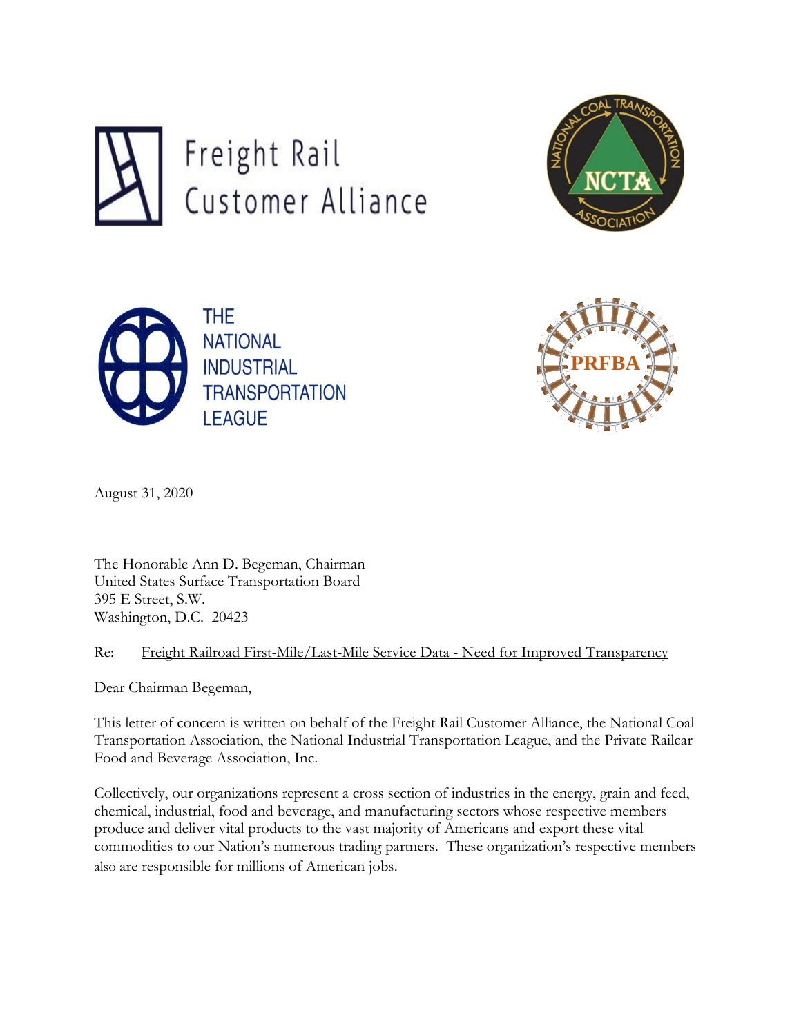Freight Rail Customer Alliance

NCTA — National Coal Transportation Association

THE NATIONAL INDUSTRIAL TRANSPORTATION LEAGUE

PRFBA

August 31, 2020

The Honorable Ann D. Begeman, Chairman
United States Surface Transportation Board
395 E Street, S.W.
Washington, D.C. 20423

Re: Freight Railroad First-Mile/Last-Mile Service Data - Need for Improved Transparency

Dear Chairman Begeman,

This letter of concern is written on behalf of the Freight Rail Customer Alliance, the National Coal Transportation Association, the National Industrial Transportation League, and the Private Railcar Food and Beverage Association, Inc.

Collectively, our organizations represent a cross section of industries in the energy, grain and feed, chemical, industrial, food and beverage, and manufacturing sectors whose respective members produce and deliver vital products to the vast majority of Americans and export these vital commodities to our Nation's numerous trading partners. These organization's respective members also are responsible for millions of American jobs.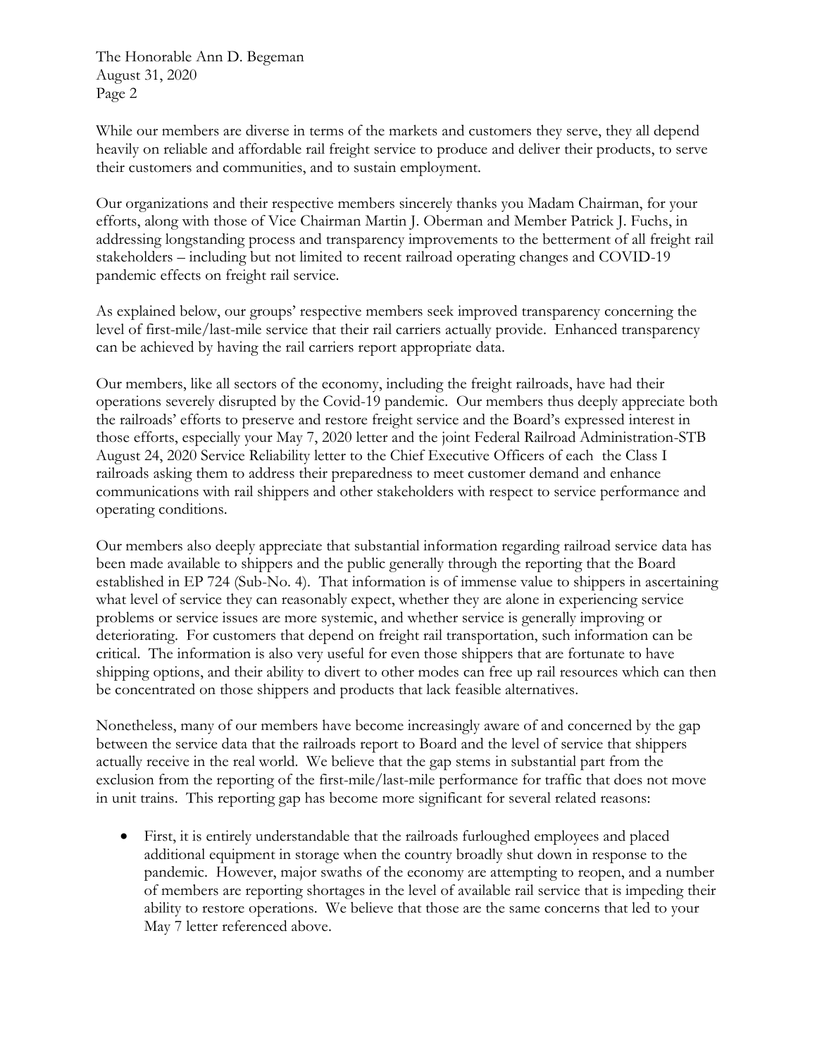While our members are diverse in terms of the markets and customers they serve, they all depend heavily on reliable and affordable rail freight service to produce and deliver their products, to serve their customers and communities, and to sustain employment.

Our organizations and their respective members sincerely thanks you Madam Chairman, for your efforts, along with those of Vice Chairman Martin J. Oberman and Member Patrick J. Fuchs, in addressing longstanding process and transparency improvements to the betterment of all freight rail stakeholders – including but not limited to recent railroad operating changes and COVID-19 pandemic effects on freight rail service.

As explained below, our groups' respective members seek improved transparency concerning the level of first-mile/last-mile service that their rail carriers actually provide. Enhanced transparency can be achieved by having the rail carriers report appropriate data.

Our members, like all sectors of the economy, including the freight railroads, have had their operations severely disrupted by the Covid-19 pandemic. Our members thus deeply appreciate both the railroads' efforts to preserve and restore freight service and the Board's expressed interest in those efforts, especially your May 7, 2020 letter and the joint Federal Railroad Administration-STB August 24, 2020 Service Reliability letter to the Chief Executive Officers of each the Class I railroads asking them to address their preparedness to meet customer demand and enhance communications with rail shippers and other stakeholders with respect to service performance and operating conditions.

Our members also deeply appreciate that substantial information regarding railroad service data has been made available to shippers and the public generally through the reporting that the Board established in EP 724 (Sub-No. 4). That information is of immense value to shippers in ascertaining what level of service they can reasonably expect, whether they are alone in experiencing service problems or service issues are more systemic, and whether service is generally improving or deteriorating. For customers that depend on freight rail transportation, such information can be critical. The information is also very useful for even those shippers that are fortunate to have shipping options, and their ability to divert to other modes can free up rail resources which can then be concentrated on those shippers and products that lack feasible alternatives.

Nonetheless, many of our members have become increasingly aware of and concerned by the gap between the service data that the railroads report to Board and the level of service that shippers actually receive in the real world. We believe that the gap stems in substantial part from the exclusion from the reporting of the first-mile/last-mile performance for traffic that does not move in unit trains. This reporting gap has become more significant for several related reasons:

- First, it is entirely understandable that the railroads furloughed employees and placed additional equipment in storage when the country broadly shut down in response to the pandemic. However, major swaths of the economy are attempting to reopen, and a number of members are reporting shortages in the level of available rail service that is impeding their ability to restore operations. We believe that those are the same concerns that led to your May 7 letter referenced above.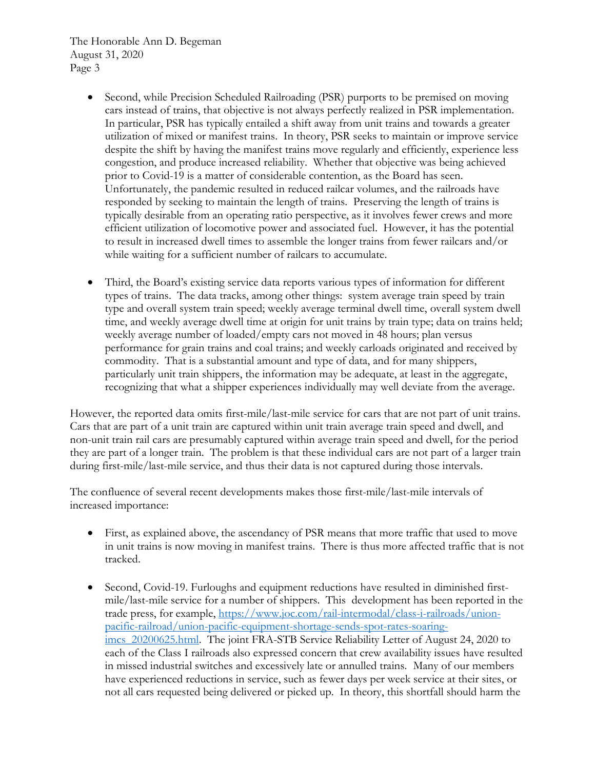- Second, while Precision Scheduled Railroading (PSR) purports to be premised on moving cars instead of trains, that objective is not always perfectly realized in PSR implementation. In particular, PSR has typically entailed a shift away from unit trains and towards a greater utilization of mixed or manifest trains. In theory, PSR seeks to maintain or improve service despite the shift by having the manifest trains move regularly and efficiently, experience less congestion, and produce increased reliability. Whether that objective was being achieved prior to Covid-19 is a matter of considerable contention, as the Board has seen. Unfortunately, the pandemic resulted in reduced railcar volumes, and the railroads have responded by seeking to maintain the length of trains. Preserving the length of trains is typically desirable from an operating ratio perspective, as it involves fewer crews and more efficient utilization of locomotive power and associated fuel. However, it has the potential to result in increased dwell times to assemble the longer trains from fewer railcars and/or while waiting for a sufficient number of railcars to accumulate.

- Third, the Board's existing service data reports various types of information for different types of trains. The data tracks, among other things: system average train speed by train type and overall system train speed; weekly average terminal dwell time, overall system dwell time, and weekly average dwell time at origin for unit trains by train type; data on trains held; weekly average number of loaded/empty cars not moved in 48 hours; plan versus performance for grain trains and coal trains; and weekly carloads originated and received by commodity. That is a substantial amount and type of data, and for many shippers, particularly unit train shippers, the information may be adequate, at least in the aggregate, recognizing that what a shipper experiences individually may well deviate from the average.

However, the reported data omits first-mile/last-mile service for cars that are not part of unit trains. Cars that are part of a unit train are captured within unit train average train speed and dwell, and non-unit train rail cars are presumably captured within average train speed and dwell, for the period they are part of a longer train. The problem is that these individual cars are not part of a larger train during first-mile/last-mile service, and thus their data is not captured during those intervals.

The confluence of several recent developments makes those first-mile/last-mile intervals of increased importance:

- First, as explained above, the ascendancy of PSR means that more traffic that used to move in unit trains is now moving in manifest trains. There is thus more affected traffic that is not tracked.

- Second, Covid-19. Furloughs and equipment reductions have resulted in diminished first-mile/last-mile service for a number of shippers. This development has been reported in the trade press, for example, [https://www.joc.com/rail-intermodal/class-i-railroads/union-pacific-railroad/union-pacific-equipment-shortage-sends-spot-rates-soaring-imcs_20200625.html](https://www.joc.com/rail-intermodal/class-i-railroads/union-pacific-railroad/union-pacific-equipment-shortage-sends-spot-rates-soaring-imcs_20200625.html). The joint FRA-STB Service Reliability Letter of August 24, 2020 to each of the Class I railroads also expressed concern that crew availability issues have resulted in missed industrial switches and excessively late or annulled trains. Many of our members have experienced reductions in service, such as fewer days per week service at their sites, or not all cars requested being delivered or picked up. In theory, this shortfall should harm the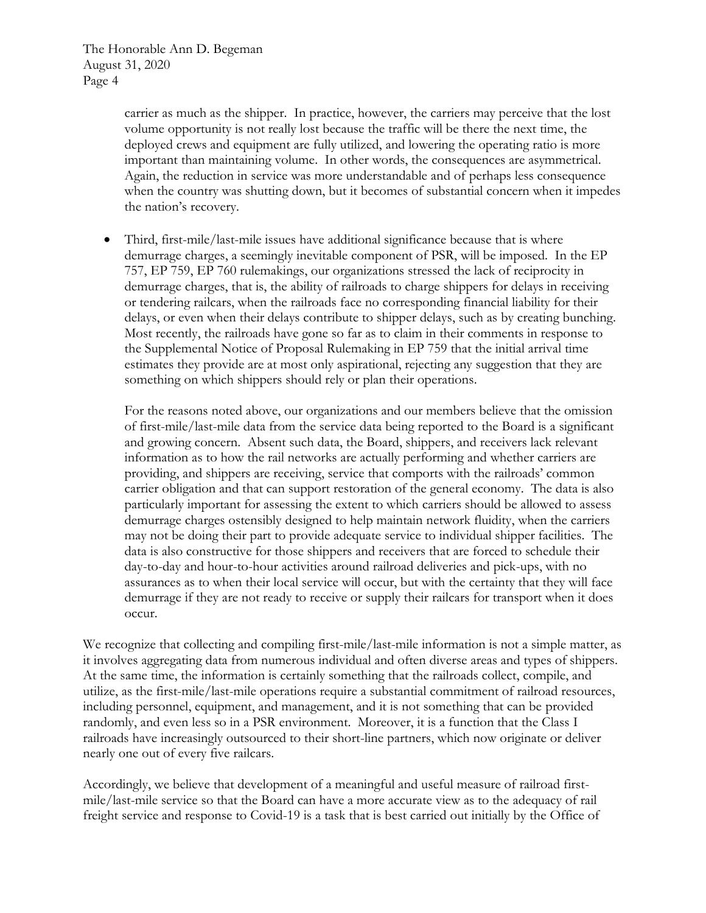carrier as much as the shipper. In practice, however, the carriers may perceive that the lost volume opportunity is not really lost because the traffic will be there the next time, the deployed crews and equipment are fully utilized, and lowering the operating ratio is more important than maintaining volume. In other words, the consequences are asymmetrical. Again, the reduction in service was more understandable and of perhaps less consequence when the country was shutting down, but it becomes of substantial concern when it impedes the nation's recovery.

- Third, first-mile/last-mile issues have additional significance because that is where demurrage charges, a seemingly inevitable component of PSR, will be imposed. In the EP 757, EP 759, EP 760 rulemakings, our organizations stressed the lack of reciprocity in demurrage charges, that is, the ability of railroads to charge shippers for delays in receiving or tendering railcars, when the railroads face no corresponding financial liability for their delays, or even when their delays contribute to shipper delays, such as by creating bunching. Most recently, the railroads have gone so far as to claim in their comments in response to the Supplemental Notice of Proposal Rulemaking in EP 759 that the initial arrival time estimates they provide are at most only aspirational, rejecting any suggestion that they are something on which shippers should rely or plan their operations.

  For the reasons noted above, our organizations and our members believe that the omission of first-mile/last-mile data from the service data being reported to the Board is a significant and growing concern. Absent such data, the Board, shippers, and receivers lack relevant information as to how the rail networks are actually performing and whether carriers are providing, and shippers are receiving, service that comports with the railroads' common carrier obligation and that can support restoration of the general economy. The data is also particularly important for assessing the extent to which carriers should be allowed to assess demurrage charges ostensibly designed to help maintain network fluidity, when the carriers may not be doing their part to provide adequate service to individual shipper facilities. The data is also constructive for those shippers and receivers that are forced to schedule their day-to-day and hour-to-hour activities around railroad deliveries and pick-ups, with no assurances as to when their local service will occur, but with the certainty that they will face demurrage if they are not ready to receive or supply their railcars for transport when it does occur.

We recognize that collecting and compiling first-mile/last-mile information is not a simple matter, as it involves aggregating data from numerous individual and often diverse areas and types of shippers. At the same time, the information is certainly something that the railroads collect, compile, and utilize, as the first-mile/last-mile operations require a substantial commitment of railroad resources, including personnel, equipment, and management, and it is not something that can be provided randomly, and even less so in a PSR environment. Moreover, it is a function that the Class I railroads have increasingly outsourced to their short-line partners, which now originate or deliver nearly one out of every five railcars.

Accordingly, we believe that development of a meaningful and useful measure of railroad first-mile/last-mile service so that the Board can have a more accurate view as to the adequacy of rail freight service and response to Covid-19 is a task that is best carried out initially by the Office of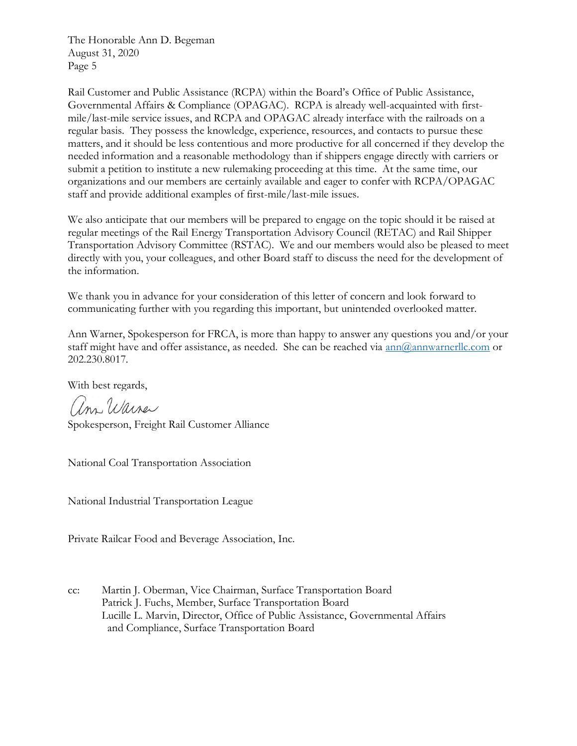Rail Customer and Public Assistance (RCPA) within the Board's Office of Public Assistance, Governmental Affairs & Compliance (OPAGAC). RCPA is already well-acquainted with first-mile/last-mile service issues, and RCPA and OPAGAC already interface with the railroads on a regular basis. They possess the knowledge, experience, resources, and contacts to pursue these matters, and it should be less contentious and more productive for all concerned if they develop the needed information and a reasonable methodology than if shippers engage directly with carriers or submit a petition to institute a new rulemaking proceeding at this time. At the same time, our organizations and our members are certainly available and eager to confer with RCPA/OPAGAC staff and provide additional examples of first-mile/last-mile issues.

We also anticipate that our members will be prepared to engage on the topic should it be raised at regular meetings of the Rail Energy Transportation Advisory Council (RETAC) and Rail Shipper Transportation Advisory Committee (RSTAC). We and our members would also be pleased to meet directly with you, your colleagues, and other Board staff to discuss the need for the development of the information.

We thank you in advance for your consideration of this letter of concern and look forward to communicating further with you regarding this important, but unintended overlooked matter.

Ann Warner, Spokesperson for FRCA, is more than happy to answer any questions you and/or your staff might have and offer assistance, as needed. She can be reached via ann@annwarnerllc.com or 202.230.8017.

With best regards,

Ann Warner

Spokesperson, Freight Rail Customer Alliance

National Coal Transportation Association

National Industrial Transportation League

Private Railcar Food and Beverage Association, Inc.

cc: Martin J. Oberman, Vice Chairman, Surface Transportation Board
Patrick J. Fuchs, Member, Surface Transportation Board
Lucille L. Marvin, Director, Office of Public Assistance, Governmental Affairs and Compliance, Surface Transportation Board